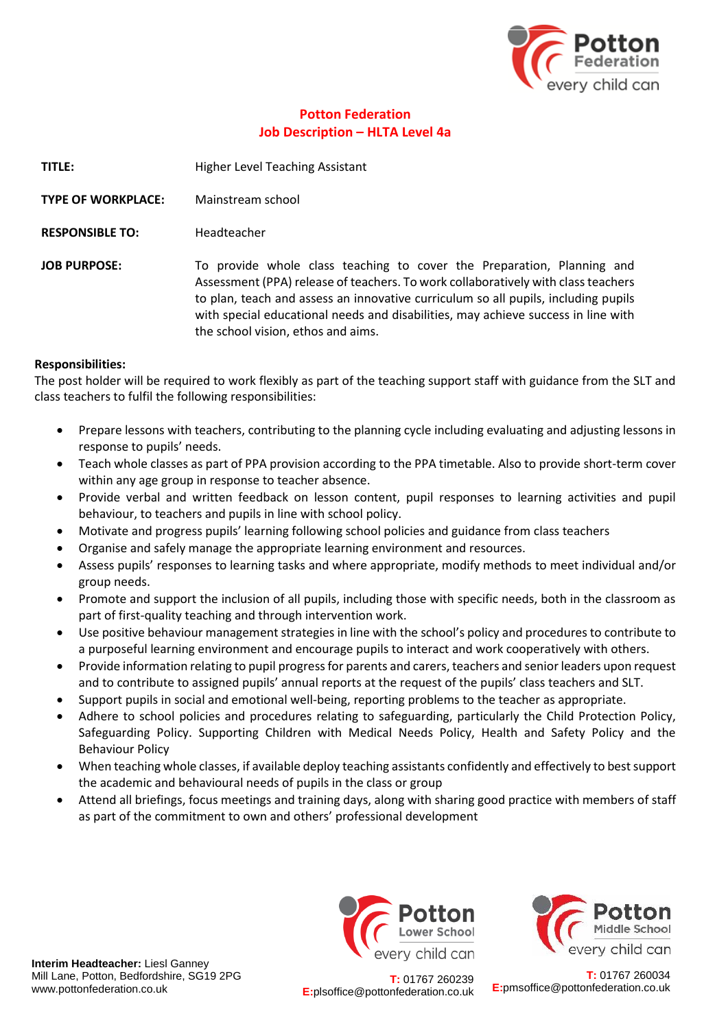# Potton Federation
## Job Description – HLTA Level 4a

| | |
|---|---|
| **TITLE:** | Higher Level Teaching Assistant |
| **TYPE OF WORKPLACE:** | Mainstream school |
| **RESPONSIBLE TO:** | Headteacher |
| **JOB PURPOSE:** | To provide whole class teaching to cover the Preparation, Planning and Assessment (PPA) release of teachers. To work collaboratively with class teachers to plan, teach and assess an innovative curriculum so all pupils, including pupils with special educational needs and disabilities, may achieve success in line with the school vision, ethos and aims. |

**Responsibilities:**
The post holder will be required to work flexibly as part of the teaching support staff with guidance from the SLT and class teachers to fulfil the following responsibilities:

- Prepare lessons with teachers, contributing to the planning cycle including evaluating and adjusting lessons in response to pupils' needs.
- Teach whole classes as part of PPA provision according to the PPA timetable. Also to provide short-term cover within any age group in response to teacher absence.
- Provide verbal and written feedback on lesson content, pupil responses to learning activities and pupil behaviour, to teachers and pupils in line with school policy.
- Motivate and progress pupils' learning following school policies and guidance from class teachers
- Organise and safely manage the appropriate learning environment and resources.
- Assess pupils' responses to learning tasks and where appropriate, modify methods to meet individual and/or group needs.
- Promote and support the inclusion of all pupils, including those with specific needs, both in the classroom as part of first-quality teaching and through intervention work.
- Use positive behaviour management strategies in line with the school's policy and procedures to contribute to a purposeful learning environment and encourage pupils to interact and work cooperatively with others.
- Provide information relating to pupil progress for parents and carers, teachers and senior leaders upon request and to contribute to assigned pupils' annual reports at the request of the pupils' class teachers and SLT.
- Support pupils in social and emotional well-being, reporting problems to the teacher as appropriate.
- Adhere to school policies and procedures relating to safeguarding, particularly the Child Protection Policy, Safeguarding Policy. Supporting Children with Medical Needs Policy, Health and Safety Policy and the Behaviour Policy
- When teaching whole classes, if available deploy teaching assistants confidently and effectively to best support the academic and behavioural needs of pupils in the class or group
- Attend all briefings, focus meetings and training days, along with sharing good practice with members of staff as part of the commitment to own and others' professional development

**Interim Headteacher:** Liesl Ganney
Mill Lane, Potton, Bedfordshire, SG19 2PG
www.pottonfederation.co.uk

Potton Lower School
**T:** 01767 260239
**E:** plsoffice@pottonfederation.co.uk

Potton Middle School
**T:** 01767 260034
**E:** pmsoffice@pottonfederation.co.uk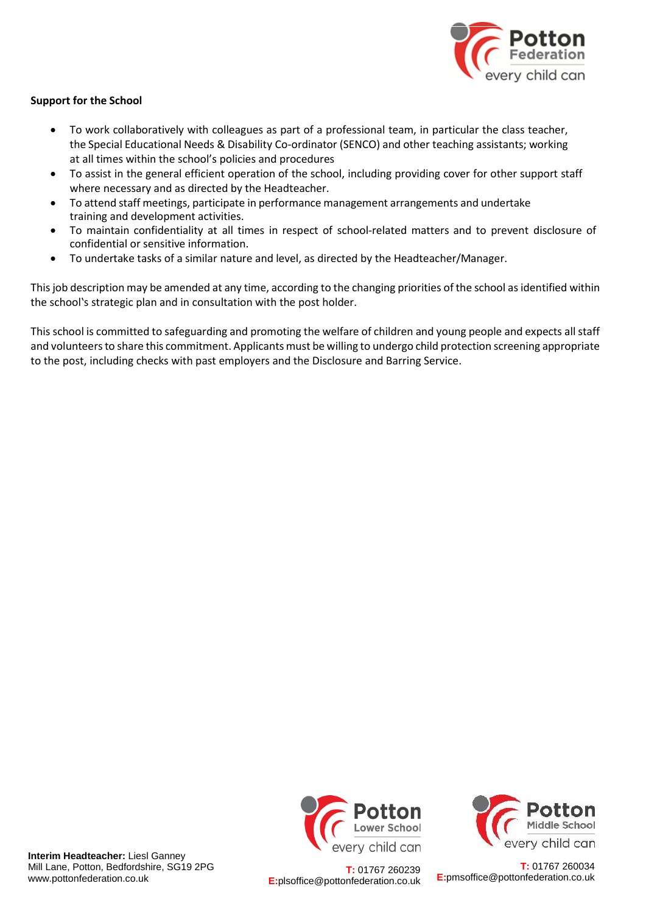**Support for the School**

- To work collaboratively with colleagues as part of a professional team, in particular the class teacher, the Special Educational Needs & Disability Co-ordinator (SENCO) and other teaching assistants; working at all times within the school's policies and procedures
- To assist in the general efficient operation of the school, including providing cover for other support staff where necessary and as directed by the Headteacher.
- To attend staff meetings, participate in performance management arrangements and undertake training and development activities.
- To maintain confidentiality at all times in respect of school-related matters and to prevent disclosure of confidential or sensitive information.
- To undertake tasks of a similar nature and level, as directed by the Headteacher/Manager.

This job description may be amended at any time, according to the changing priorities of the school as identified within the school's strategic plan and in consultation with the post holder.

This school is committed to safeguarding and promoting the welfare of children and young people and expects all staff and volunteers to share this commitment. Applicants must be willing to undergo child protection screening appropriate to the post, including checks with past employers and the Disclosure and Barring Service.